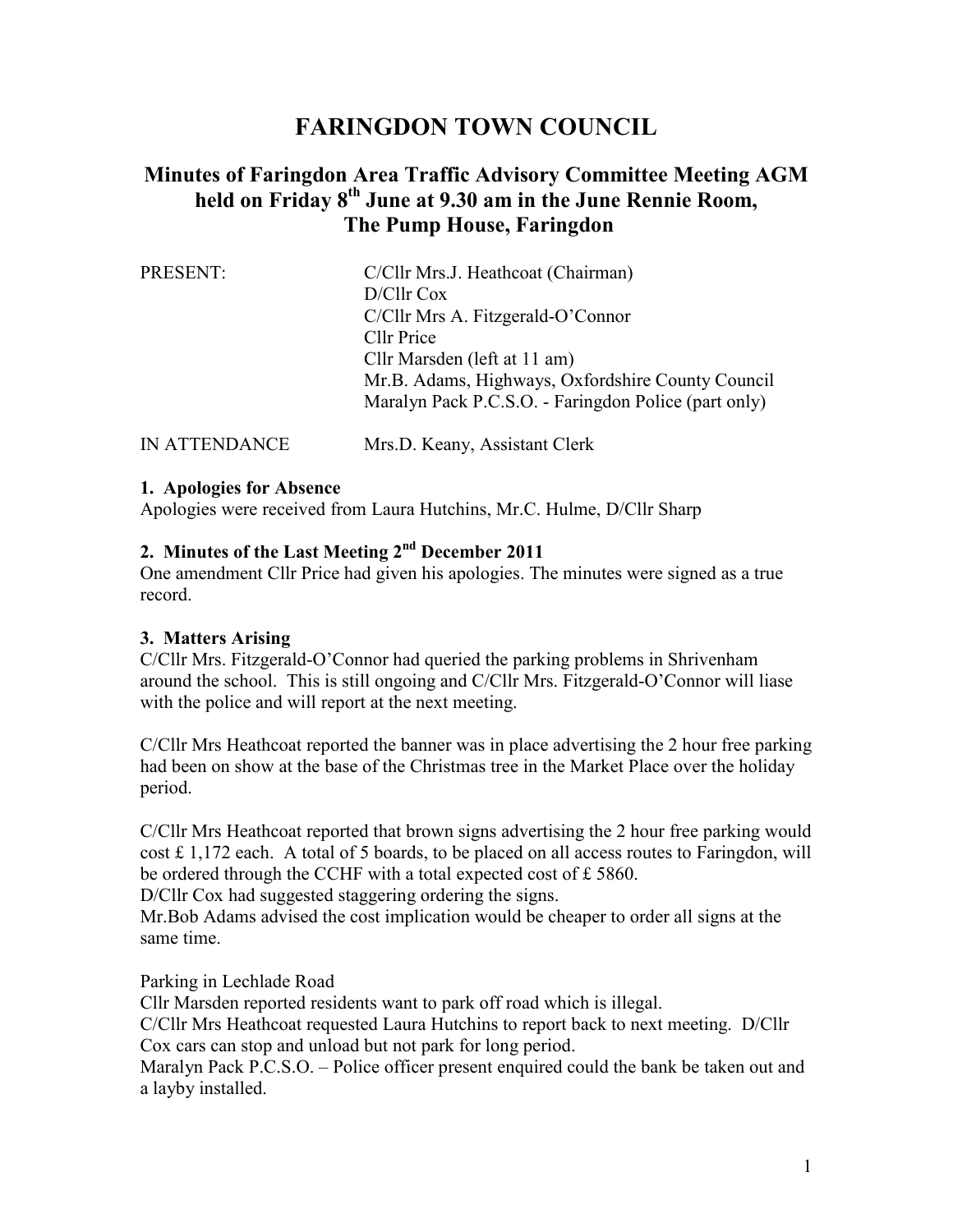# FARINGDON TOWN COUNCIL

## Minutes of Faringdon Area Traffic Advisory Committee Meeting AGM held on Friday 8th June at 9.30 am in the June Rennie Room, The Pump House, Faringdon

PRESENT:
C/Cllr Mrs.J. Heathcoat (Chairman)
D/Cllr Cox
C/Cllr Mrs A. Fitzgerald-O'Connor
Cllr Price
Cllr Marsden (left at 11 am)
Mr.B. Adams, Highways, Oxfordshire County Council
Maralyn Pack P.C.S.O. - Faringdon Police (part only)

IN ATTENDANCE
Mrs.D. Keany, Assistant Clerk

**1. Apologies for Absence**

Apologies were received from Laura Hutchins, Mr.C. Hulme, D/Cllr Sharp

**2. Minutes of the Last Meeting 2nd December 2011**

One amendment Cllr Price had given his apologies. The minutes were signed as a true record.

**3. Matters Arising**

C/Cllr Mrs. Fitzgerald-O'Connor had queried the parking problems in Shrivenham around the school. This is still ongoing and C/Cllr Mrs. Fitzgerald-O'Connor will liase with the police and will report at the next meeting.

C/Cllr Mrs Heathcoat reported the banner was in place advertising the 2 hour free parking had been on show at the base of the Christmas tree in the Market Place over the holiday period.

C/Cllr Mrs Heathcoat reported that brown signs advertising the 2 hour free parking would cost £ 1,172 each. A total of 5 boards, to be placed on all access routes to Faringdon, will be ordered through the CCHF with a total expected cost of £ 5860.
D/Cllr Cox had suggested staggering ordering the signs.
Mr.Bob Adams advised the cost implication would be cheaper to order all signs at the same time.

Parking in Lechlade Road
Cllr Marsden reported residents want to park off road which is illegal.
C/Cllr Mrs Heathcoat requested Laura Hutchins to report back to next meeting. D/Cllr Cox cars can stop and unload but not park for long period.
Maralyn Pack P.C.S.O. – Police officer present enquired could the bank be taken out and a layby installed.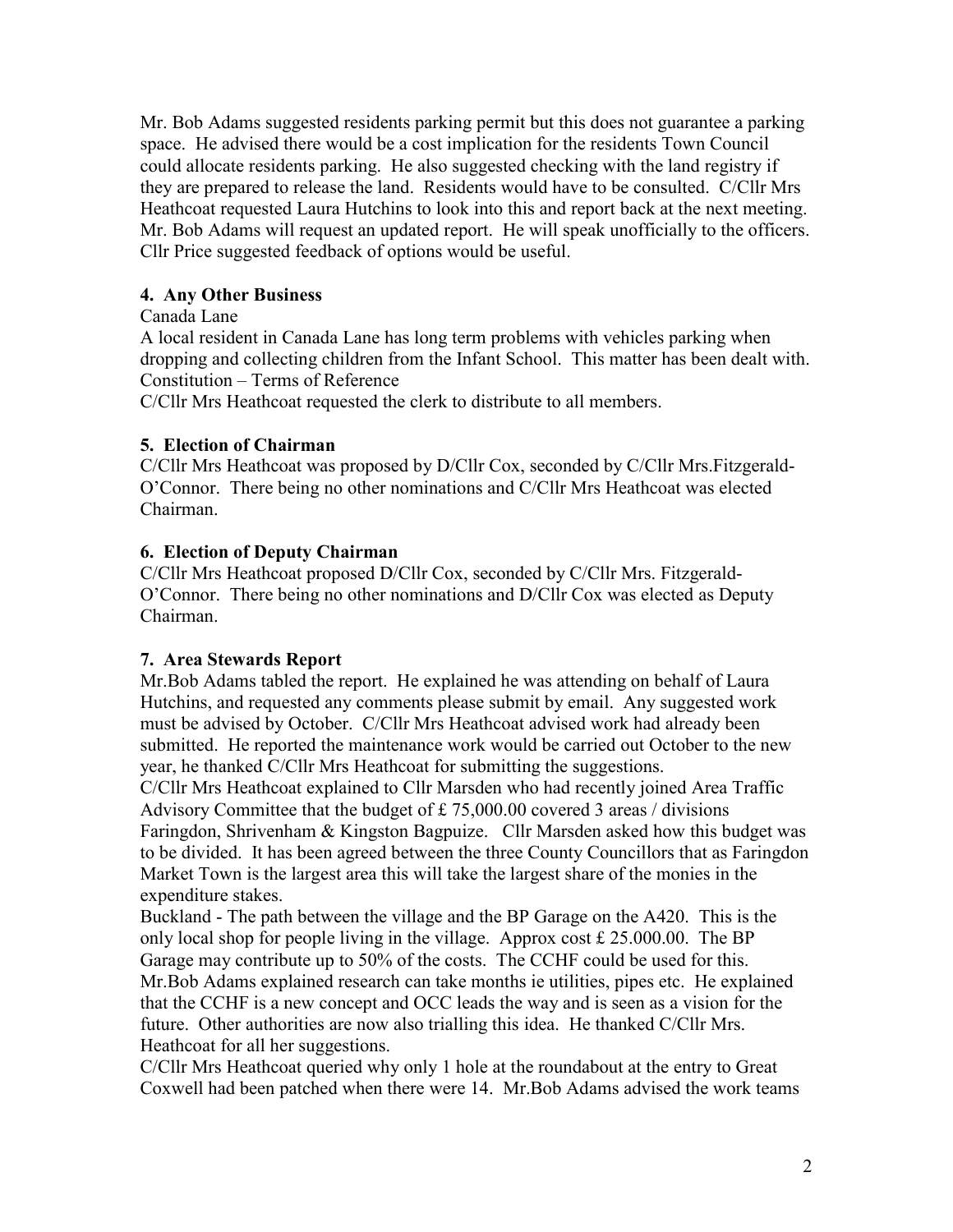Mr. Bob Adams suggested residents parking permit but this does not guarantee a parking space. He advised there would be a cost implication for the residents Town Council could allocate residents parking. He also suggested checking with the land registry if they are prepared to release the land. Residents would have to be consulted. C/Cllr Mrs Heathcoat requested Laura Hutchins to look into this and report back at the next meeting. Mr. Bob Adams will request an updated report. He will speak unofficially to the officers. Cllr Price suggested feedback of options would be useful.

## 4. Any Other Business

Canada Lane

A local resident in Canada Lane has long term problems with vehicles parking when dropping and collecting children from the Infant School. This matter has been dealt with.

Constitution – Terms of Reference

C/Cllr Mrs Heathcoat requested the clerk to distribute to all members.

## 5. Election of Chairman

C/Cllr Mrs Heathcoat was proposed by D/Cllr Cox, seconded by C/Cllr Mrs.Fitzgerald-O'Connor. There being no other nominations and C/Cllr Mrs Heathcoat was elected Chairman.

## 6. Election of Deputy Chairman

C/Cllr Mrs Heathcoat proposed D/Cllr Cox, seconded by C/Cllr Mrs. Fitzgerald-O'Connor. There being no other nominations and D/Cllr Cox was elected as Deputy Chairman.

## 7. Area Stewards Report

Mr.Bob Adams tabled the report. He explained he was attending on behalf of Laura Hutchins, and requested any comments please submit by email. Any suggested work must be advised by October. C/Cllr Mrs Heathcoat advised work had already been submitted. He reported the maintenance work would be carried out October to the new year, he thanked C/Cllr Mrs Heathcoat for submitting the suggestions.

C/Cllr Mrs Heathcoat explained to Cllr Marsden who had recently joined Area Traffic Advisory Committee that the budget of £ 75,000.00 covered 3 areas / divisions Faringdon, Shrivenham & Kingston Bagpuize. Cllr Marsden asked how this budget was to be divided. It has been agreed between the three County Councillors that as Faringdon Market Town is the largest area this will take the largest share of the monies in the expenditure stakes.

Buckland - The path between the village and the BP Garage on the A420. This is the only local shop for people living in the village. Approx cost £ 25.000.00. The BP Garage may contribute up to 50% of the costs. The CCHF could be used for this.

Mr.Bob Adams explained research can take months ie utilities, pipes etc. He explained that the CCHF is a new concept and OCC leads the way and is seen as a vision for the future. Other authorities are now also trialling this idea. He thanked C/Cllr Mrs. Heathcoat for all her suggestions.

C/Cllr Mrs Heathcoat queried why only 1 hole at the roundabout at the entry to Great Coxwell had been patched when there were 14. Mr.Bob Adams advised the work teams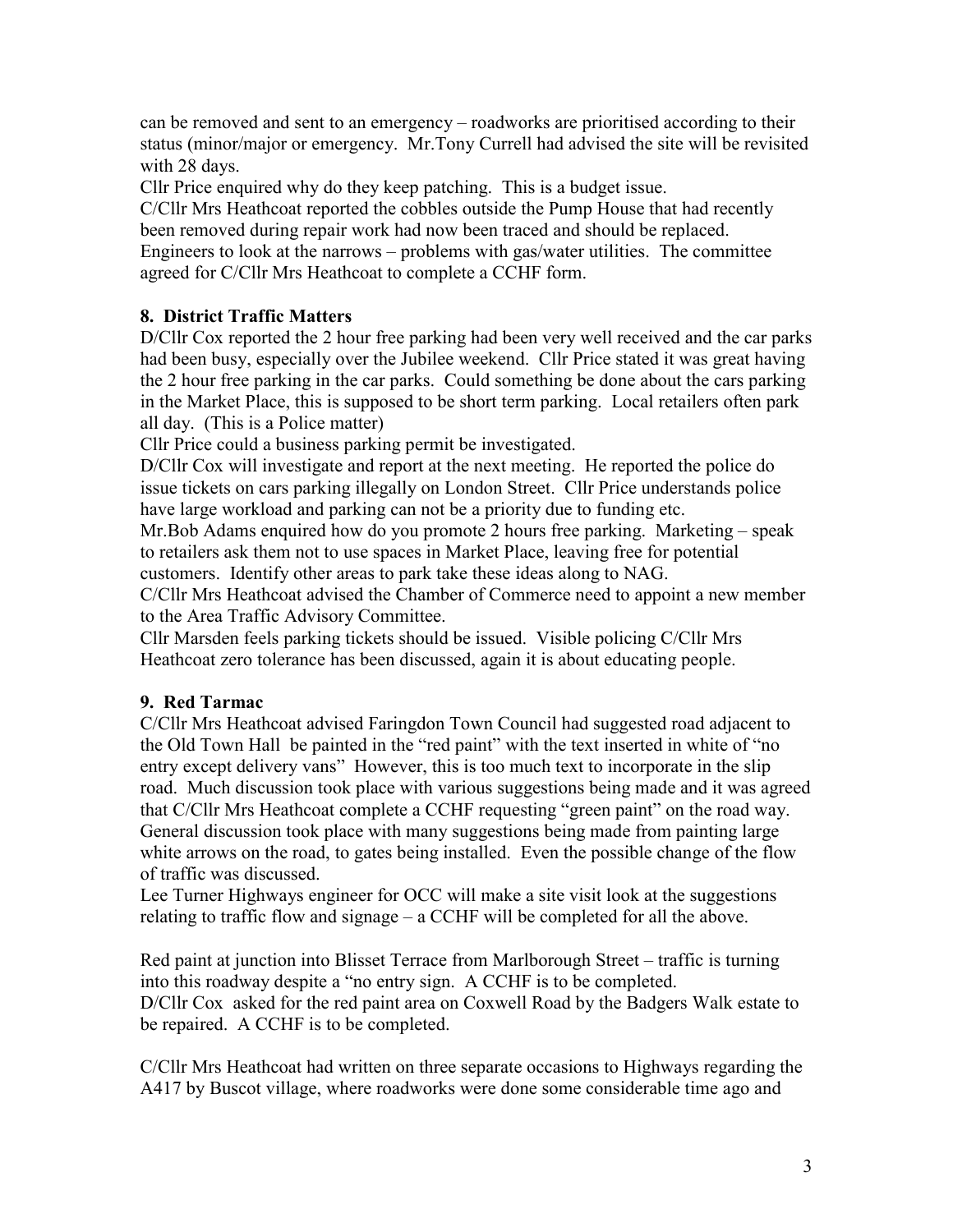can be removed and sent to an emergency – roadworks are prioritised according to their status (minor/major or emergency. Mr.Tony Currell had advised the site will be revisited with 28 days.

Cllr Price enquired why do they keep patching. This is a budget issue.

C/Cllr Mrs Heathcoat reported the cobbles outside the Pump House that had recently been removed during repair work had now been traced and should be replaced.

Engineers to look at the narrows – problems with gas/water utilities. The committee agreed for C/Cllr Mrs Heathcoat to complete a CCHF form.

**8. District Traffic Matters**

D/Cllr Cox reported the 2 hour free parking had been very well received and the car parks had been busy, especially over the Jubilee weekend. Cllr Price stated it was great having the 2 hour free parking in the car parks. Could something be done about the cars parking in the Market Place, this is supposed to be short term parking. Local retailers often park all day. (This is a Police matter)

Cllr Price could a business parking permit be investigated.

D/Cllr Cox will investigate and report at the next meeting. He reported the police do issue tickets on cars parking illegally on London Street. Cllr Price understands police have large workload and parking can not be a priority due to funding etc.

Mr.Bob Adams enquired how do you promote 2 hours free parking. Marketing – speak to retailers ask them not to use spaces in Market Place, leaving free for potential customers. Identify other areas to park take these ideas along to NAG.

C/Cllr Mrs Heathcoat advised the Chamber of Commerce need to appoint a new member to the Area Traffic Advisory Committee.

Cllr Marsden feels parking tickets should be issued. Visible policing C/Cllr Mrs Heathcoat zero tolerance has been discussed, again it is about educating people.

**9. Red Tarmac**

C/Cllr Mrs Heathcoat advised Faringdon Town Council had suggested road adjacent to the Old Town Hall be painted in the "red paint" with the text inserted in white of "no entry except delivery vans" However, this is too much text to incorporate in the slip road. Much discussion took place with various suggestions being made and it was agreed that C/Cllr Mrs Heathcoat complete a CCHF requesting "green paint" on the road way. General discussion took place with many suggestions being made from painting large white arrows on the road, to gates being installed. Even the possible change of the flow of traffic was discussed.

Lee Turner Highways engineer for OCC will make a site visit look at the suggestions relating to traffic flow and signage – a CCHF will be completed for all the above.

Red paint at junction into Blisset Terrace from Marlborough Street – traffic is turning into this roadway despite a "no entry sign. A CCHF is to be completed.

D/Cllr Cox asked for the red paint area on Coxwell Road by the Badgers Walk estate to be repaired. A CCHF is to be completed.

C/Cllr Mrs Heathcoat had written on three separate occasions to Highways regarding the A417 by Buscot village, where roadworks were done some considerable time ago and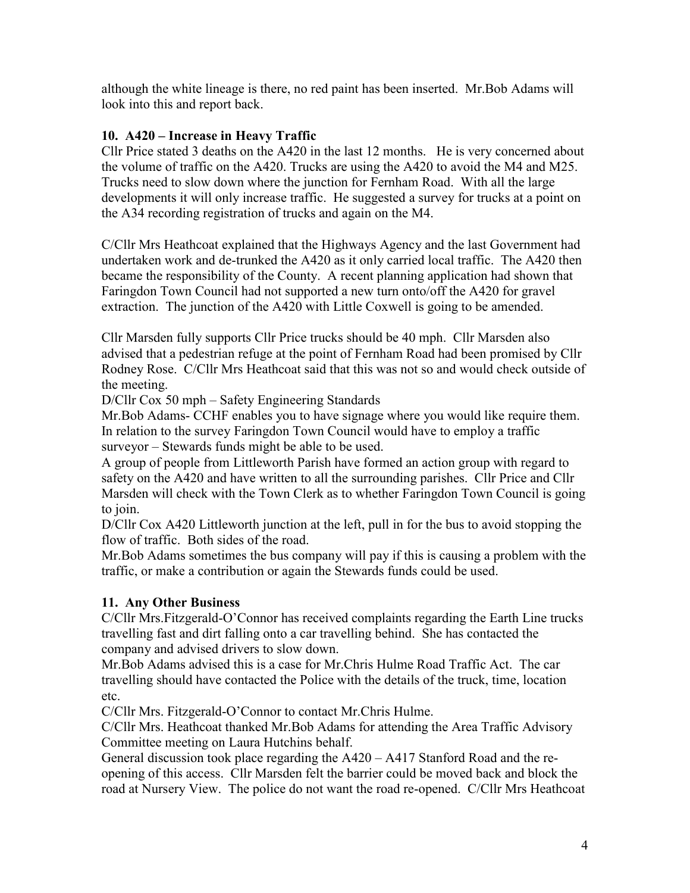although the white lineage is there, no red paint has been inserted. Mr.Bob Adams will look into this and report back.

### 10. A420 – Increase in Heavy Traffic

Cllr Price stated 3 deaths on the A420 in the last 12 months. He is very concerned about the volume of traffic on the A420. Trucks are using the A420 to avoid the M4 and M25. Trucks need to slow down where the junction for Fernham Road. With all the large developments it will only increase traffic. He suggested a survey for trucks at a point on the A34 recording registration of trucks and again on the M4.

C/Cllr Mrs Heathcoat explained that the Highways Agency and the last Government had undertaken work and de-trunked the A420 as it only carried local traffic. The A420 then became the responsibility of the County. A recent planning application had shown that Faringdon Town Council had not supported a new turn onto/off the A420 for gravel extraction. The junction of the A420 with Little Coxwell is going to be amended.

Cllr Marsden fully supports Cllr Price trucks should be 40 mph. Cllr Marsden also advised that a pedestrian refuge at the point of Fernham Road had been promised by Cllr Rodney Rose. C/Cllr Mrs Heathcoat said that this was not so and would check outside of the meeting.

D/Cllr Cox 50 mph – Safety Engineering Standards

Mr.Bob Adams- CCHF enables you to have signage where you would like require them. In relation to the survey Faringdon Town Council would have to employ a traffic surveyor – Stewards funds might be able to be used.

A group of people from Littleworth Parish have formed an action group with regard to safety on the A420 and have written to all the surrounding parishes. Cllr Price and Cllr Marsden will check with the Town Clerk as to whether Faringdon Town Council is going to join.

D/Cllr Cox A420 Littleworth junction at the left, pull in for the bus to avoid stopping the flow of traffic. Both sides of the road.

Mr.Bob Adams sometimes the bus company will pay if this is causing a problem with the traffic, or make a contribution or again the Stewards funds could be used.

### 11. Any Other Business

C/Cllr Mrs.Fitzgerald-O'Connor has received complaints regarding the Earth Line trucks travelling fast and dirt falling onto a car travelling behind. She has contacted the company and advised drivers to slow down.

Mr.Bob Adams advised this is a case for Mr.Chris Hulme Road Traffic Act. The car travelling should have contacted the Police with the details of the truck, time, location etc.

C/Cllr Mrs. Fitzgerald-O'Connor to contact Mr.Chris Hulme.

C/Cllr Mrs. Heathcoat thanked Mr.Bob Adams for attending the Area Traffic Advisory Committee meeting on Laura Hutchins behalf.

General discussion took place regarding the A420 – A417 Stanford Road and the re-opening of this access. Cllr Marsden felt the barrier could be moved back and block the road at Nursery View. The police do not want the road re-opened. C/Cllr Mrs Heathcoat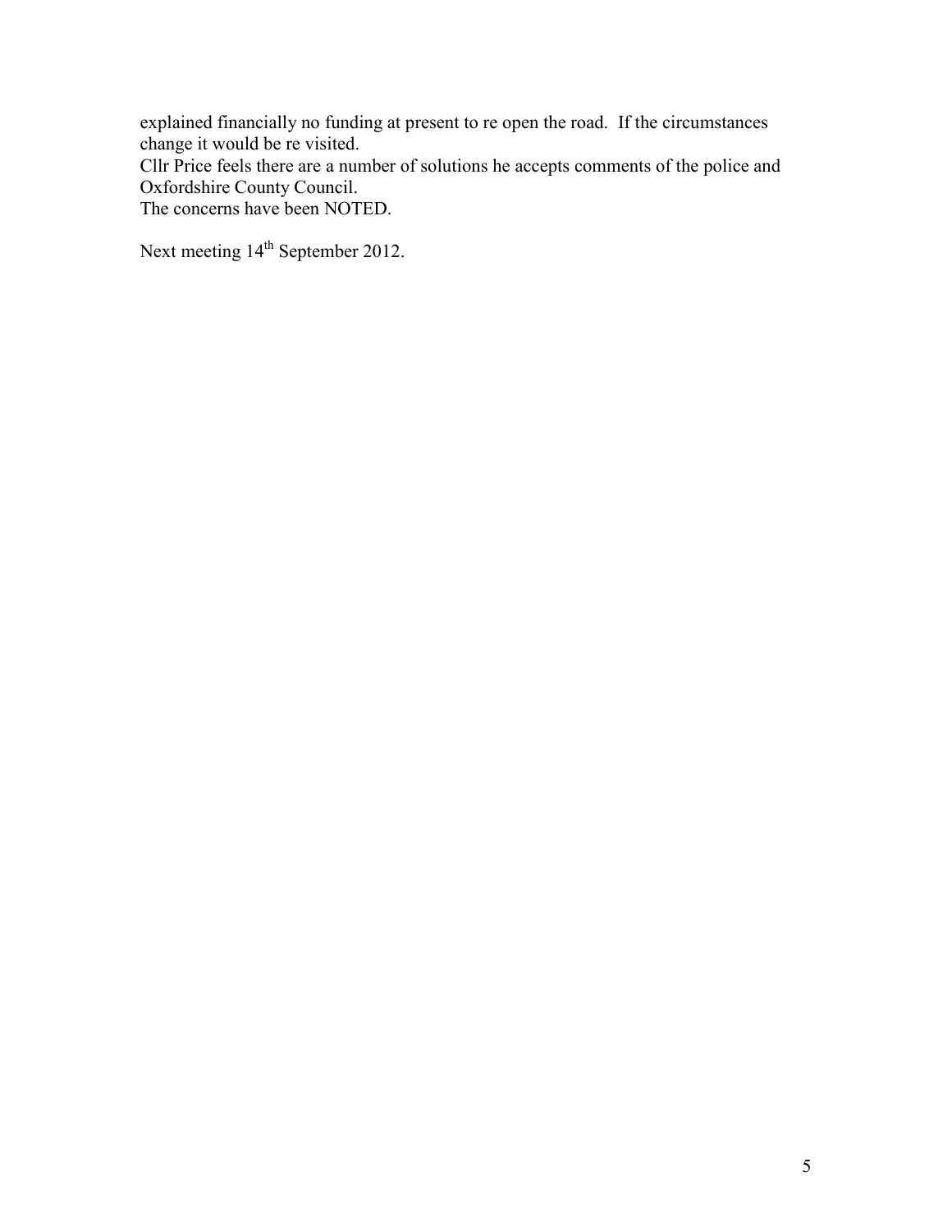explained financially no funding at present to re open the road. If the circumstances change it would be re visited.
Cllr Price feels there are a number of solutions he accepts comments of the police and Oxfordshire County Council.
The concerns have been NOTED.

Next meeting 14th September 2012.